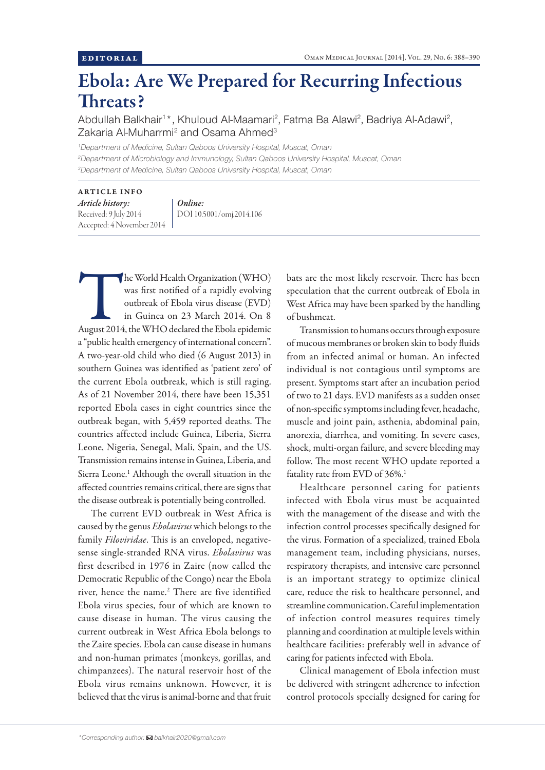EDITORIAL

# Ebola: Are We Prepared for Recurring Infectious Threats?

Abdullah Balkhair[1]*, Khuloud Al-Maamari[2], Fatma Ba Alawi[2], Badriya Al-Adawi[2], Zakaria Al-Muharrmi[2] and Osama Ahmed[3]

[1]Department of Medicine, Sultan Qaboos University Hospital, Muscat, Oman
[2]Department of Microbiology and Immunology, Sultan Qaboos University Hospital, Muscat, Oman
[3]Department of Medicine, Sultan Qaboos University Hospital, Muscat, Oman

**ARTICLE INFO**

*Article history:*
Received: 9 July 2014
Accepted: 4 November 2014

*Online:*
DOI 10.5001/omj.2014.106

The World Health Organization (WHO) was first notified of a rapidly evolving outbreak of Ebola virus disease (EVD) in Guinea on 23 March 2014. On 8 August 2014, the WHO declared the Ebola epidemic a "public health emergency of international concern". A two-year-old child who died (6 August 2013) in southern Guinea was identified as 'patient zero' of the current Ebola outbreak, which is still raging. As of 21 November 2014, there have been 15,351 reported Ebola cases in eight countries since the outbreak began, with 5,459 reported deaths. The countries affected include Guinea, Liberia, Sierra Leone, Nigeria, Senegal, Mali, Spain, and the US. Transmission remains intense in Guinea, Liberia, and Sierra Leone.[1] Although the overall situation in the affected countries remains critical, there are signs that the disease outbreak is potentially being controlled.

The current EVD outbreak in West Africa is caused by the genus *Ebolavirus* which belongs to the family *Filoviridae*. This is an enveloped, negative-sense single-stranded RNA virus. *Ebolavirus* was first described in 1976 in Zaire (now called the Democratic Republic of the Congo) near the Ebola river, hence the name.[2] There are five identified Ebola virus species, four of which are known to cause disease in human. The virus causing the current outbreak in West Africa Ebola belongs to the Zaire species. Ebola can cause disease in humans and non-human primates (monkeys, gorillas, and chimpanzees). The natural reservoir host of the Ebola virus remains unknown. However, it is believed that the virus is animal-borne and that fruit bats are the most likely reservoir. There has been speculation that the current outbreak of Ebola in West Africa may have been sparked by the handling of bushmeat.

Transmission to humans occurs through exposure of mucous membranes or broken skin to body fluids from an infected animal or human. An infected individual is not contagious until symptoms are present. Symptoms start after an incubation period of two to 21 days. EVD manifests as a sudden onset of non-specific symptoms including fever, headache, muscle and joint pain, asthenia, abdominal pain, anorexia, diarrhea, and vomiting. In severe cases, shock, multi-organ failure, and severe bleeding may follow. The most recent WHO update reported a fatality rate from EVD of 36%.[1]

Healthcare personnel caring for patients infected with Ebola virus must be acquainted with the management of the disease and with the infection control processes specifically designed for the virus. Formation of a specialized, trained Ebola management team, including physicians, nurses, respiratory therapists, and intensive care personnel is an important strategy to optimize clinical care, reduce the risk to healthcare personnel, and streamline communication. Careful implementation of infection control measures requires timely planning and coordination at multiple levels within healthcare facilities: preferably well in advance of caring for patients infected with Ebola.

Clinical management of Ebola infection must be delivered with stringent adherence to infection control protocols specially designed for caring for

*Corresponding author: balkhair2020@gmail.com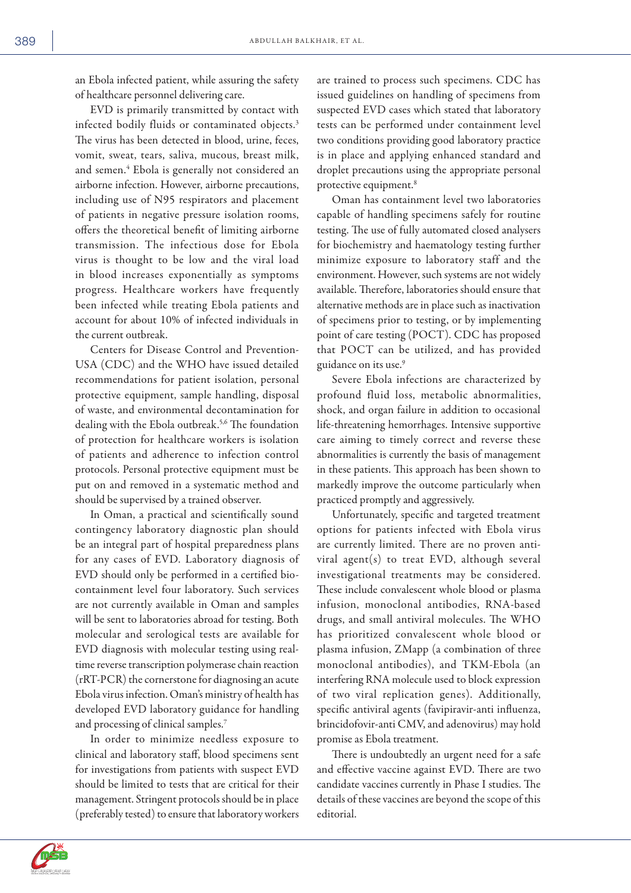an Ebola infected patient, while assuring the safety of healthcare personnel delivering care.

EVD is primarily transmitted by contact with infected bodily fluids or contaminated objects.[3] The virus has been detected in blood, urine, feces, vomit, sweat, tears, saliva, mucous, breast milk, and semen.[4] Ebola is generally not considered an airborne infection. However, airborne precautions, including use of N95 respirators and placement of patients in negative pressure isolation rooms, offers the theoretical benefit of limiting airborne transmission. The infectious dose for Ebola virus is thought to be low and the viral load in blood increases exponentially as symptoms progress. Healthcare workers have frequently been infected while treating Ebola patients and account for about 10% of infected individuals in the current outbreak.

Centers for Disease Control and Prevention-USA (CDC) and the WHO have issued detailed recommendations for patient isolation, personal protective equipment, sample handling, disposal of waste, and environmental decontamination for dealing with the Ebola outbreak.[5,6] The foundation of protection for healthcare workers is isolation of patients and adherence to infection control protocols. Personal protective equipment must be put on and removed in a systematic method and should be supervised by a trained observer.

In Oman, a practical and scientifically sound contingency laboratory diagnostic plan should be an integral part of hospital preparedness plans for any cases of EVD. Laboratory diagnosis of EVD should only be performed in a certified bio-containment level four laboratory. Such services are not currently available in Oman and samples will be sent to laboratories abroad for testing. Both molecular and serological tests are available for EVD diagnosis with molecular testing using real-time reverse transcription polymerase chain reaction (rRT-PCR) the cornerstone for diagnosing an acute Ebola virus infection. Oman's ministry of health has developed EVD laboratory guidance for handling and processing of clinical samples.[7]

In order to minimize needless exposure to clinical and laboratory staff, blood specimens sent for investigations from patients with suspect EVD should be limited to tests that are critical for their management. Stringent protocols should be in place (preferably tested) to ensure that laboratory workers are trained to process such specimens. CDC has issued guidelines on handling of specimens from suspected EVD cases which stated that laboratory tests can be performed under containment level two conditions providing good laboratory practice is in place and applying enhanced standard and droplet precautions using the appropriate personal protective equipment.[8]

Oman has containment level two laboratories capable of handling specimens safely for routine testing. The use of fully automated closed analysers for biochemistry and haematology testing further minimize exposure to laboratory staff and the environment. However, such systems are not widely available. Therefore, laboratories should ensure that alternative methods are in place such as inactivation of specimens prior to testing, or by implementing point of care testing (POCT). CDC has proposed that POCT can be utilized, and has provided guidance on its use.[9]

Severe Ebola infections are characterized by profound fluid loss, metabolic abnormalities, shock, and organ failure in addition to occasional life-threatening hemorrhages. Intensive supportive care aiming to timely correct and reverse these abnormalities is currently the basis of management in these patients. This approach has been shown to markedly improve the outcome particularly when practiced promptly and aggressively.

Unfortunately, specific and targeted treatment options for patients infected with Ebola virus are currently limited. There are no proven anti-viral agent(s) to treat EVD, although several investigational treatments may be considered. These include convalescent whole blood or plasma infusion, monoclonal antibodies, RNA-based drugs, and small antiviral molecules. The WHO has prioritized convalescent whole blood or plasma infusion, ZMapp (a combination of three monoclonal antibodies), and TKM-Ebola (an interfering RNA molecule used to block expression of two viral replication genes). Additionally, specific antiviral agents (favipiravir-anti influenza, brincidofovir-anti CMV, and adenovirus) may hold promise as Ebola treatment.

There is undoubtedly an urgent need for a safe and effective vaccine against EVD. There are two candidate vaccines currently in Phase I studies. The details of these vaccines are beyond the scope of this editorial.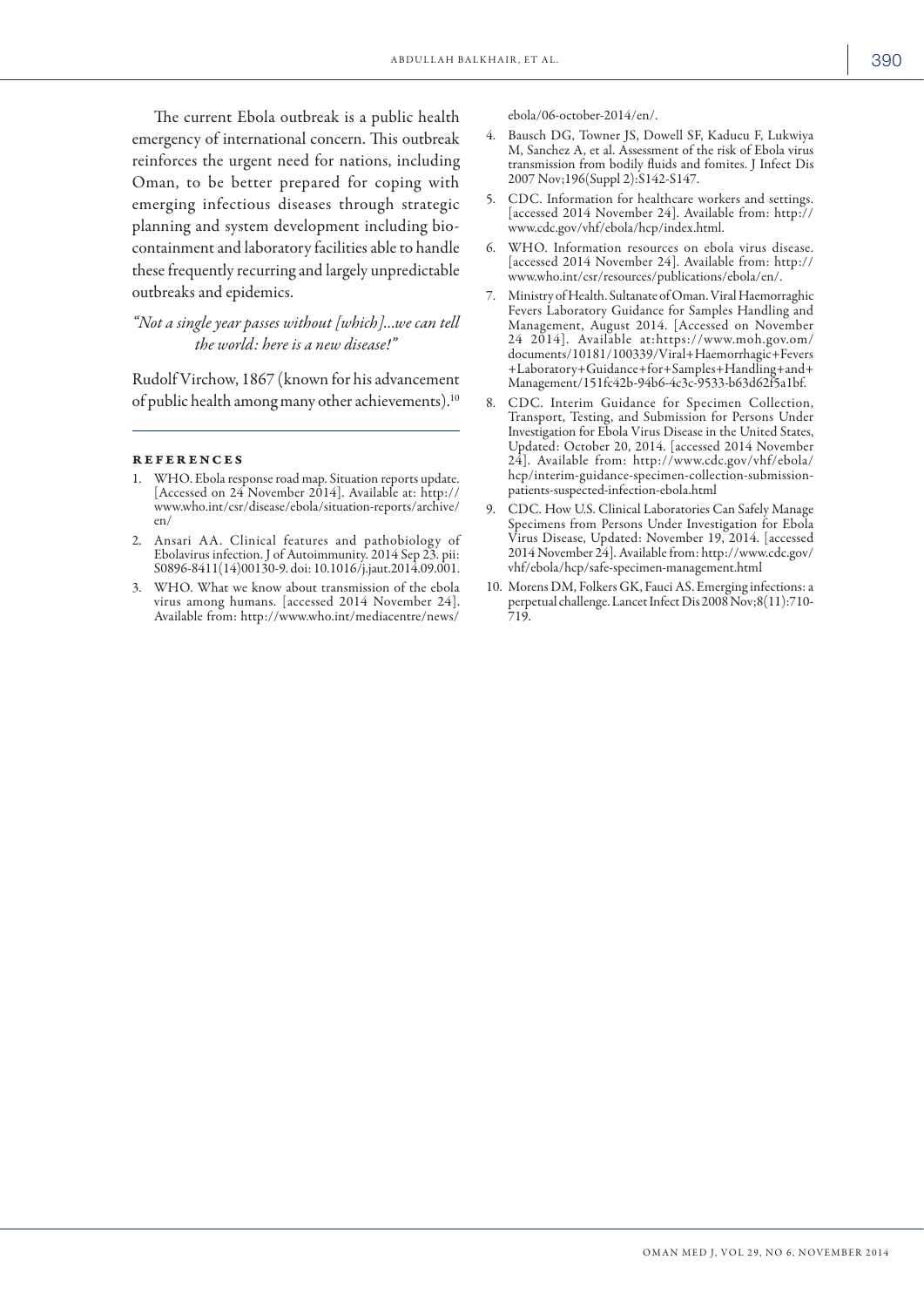The current Ebola outbreak is a public health emergency of international concern. This outbreak reinforces the urgent need for nations, including Oman, to be better prepared for coping with emerging infectious diseases through strategic planning and system development including bio-containment and laboratory facilities able to handle these frequently recurring and largely unpredictable outbreaks and epidemics.

*"Not a single year passes without [which]...we can tell the world: here is a new disease!"*

Rudolf Virchow, 1867 (known for his advancement of public health among many other achievements).[10]

## References

1. WHO. Ebola response road map. Situation reports update. [Accessed on 24 November 2014]. Available at: http://www.who.int/csr/disease/ebola/situation-reports/archive/en/
2. Ansari AA. Clinical features and pathobiology of Ebolavirus infection. J of Autoimmunity. 2014 Sep 23. pii: S0896-8411(14)00130-9. doi: 10.1016/j.jaut.2014.09.001.
3. WHO. What we know about transmission of the ebola virus among humans. [accessed 2014 November 24]. Available from: http://www.who.int/mediacentre/news/ebola/06-october-2014/en/.
4. Bausch DG, Towner JS, Dowell SF, Kaducu F, Lukwiya M, Sanchez A, et al. Assessment of the risk of Ebola virus transmission from bodily fluids and fomites. J Infect Dis 2007 Nov;196(Suppl 2):S142-S147.
5. CDC. Information for healthcare workers and settings. [accessed 2014 November 24]. Available from: http://www.cdc.gov/vhf/ebola/hcp/index.html.
6. WHO. Information resources on ebola virus disease. [accessed 2014 November 24]. Available from: http://www.who.int/csr/resources/publications/ebola/en/.
7. Ministry of Health. Sultanate of Oman. Viral Haemorraghic Fevers Laboratory Guidance for Samples Handling and Management, August 2014. [Accessed on November 24 2014]. Available at:https://www.moh.gov.om/documents/10181/100339/Viral+Haemorrhagic+Fevers+Laboratory+Guidance+for+Samples+Handling+and+Management/151fc42b-94b6-4c3c-9533-b63d62f5a1bf.
8. CDC. Interim Guidance for Specimen Collection, Transport, Testing, and Submission for Persons Under Investigation for Ebola Virus Disease in the United States, Updated: October 20, 2014. [accessed 2014 November 24]. Available from: http://www.cdc.gov/vhf/ebola/hcp/interim-guidance-specimen-collection-submission-patients-suspected-infection-ebola.html
9. CDC. How U.S. Clinical Laboratories Can Safely Manage Specimens from Persons Under Investigation for Ebola Virus Disease, Updated: November 19, 2014. [accessed 2014 November 24]. Available from: http://www.cdc.gov/vhf/ebola/hcp/safe-specimen-management.html
10. Morens DM, Folkers GK, Fauci AS. Emerging infections: a perpetual challenge. Lancet Infect Dis 2008 Nov;8(11):710-719.